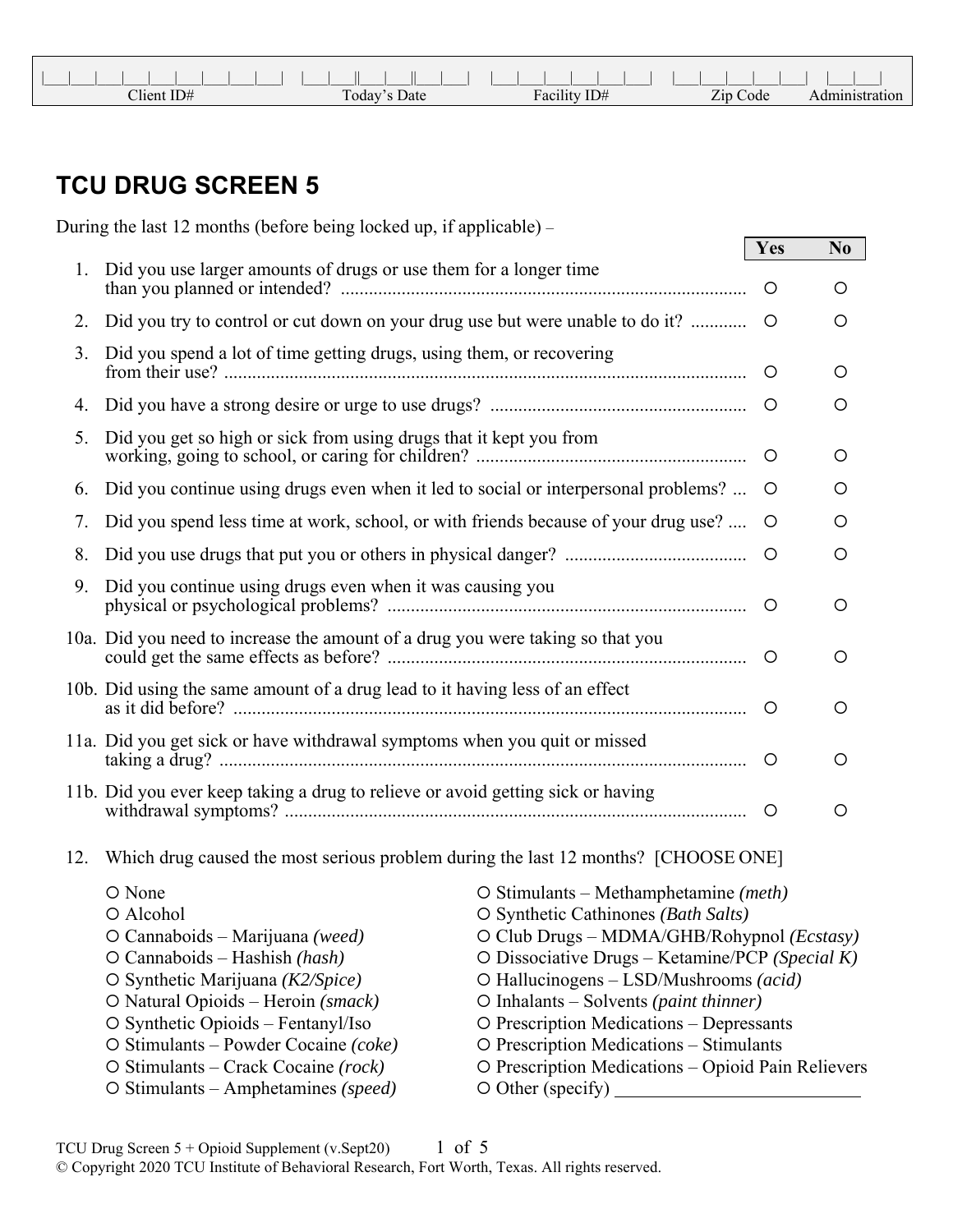| Client ID# | Today's Date | Facility ID# | Zip Code | Administration |
|---|---|---|---|---|
| | | | | |

# TCU DRUG SCREEN 5

During the last 12 months (before being locked up, if applicable) –

| | | Yes | No |
|---|---|---|---|
| 1. | Did you use larger amounts of drugs or use them for a longer time than you planned or intended? | ○ | ○ |
| 2. | Did you try to control or cut down on your drug use but were unable to do it? | ○ | ○ |
| 3. | Did you spend a lot of time getting drugs, using them, or recovering from their use? | ○ | ○ |
| 4. | Did you have a strong desire or urge to use drugs? | ○ | ○ |
| 5. | Did you get so high or sick from using drugs that it kept you from working, going to school, or caring for children? | ○ | ○ |
| 6. | Did you continue using drugs even when it led to social or interpersonal problems? | ○ | ○ |
| 7. | Did you spend less time at work, school, or with friends because of your drug use? | ○ | ○ |
| 8. | Did you use drugs that put you or others in physical danger? | ○ | ○ |
| 9. | Did you continue using drugs even when it was causing you physical or psychological problems? | ○ | ○ |
| 10a. | Did you need to increase the amount of a drug you were taking so that you could get the same effects as before? | ○ | ○ |
| 10b. | Did using the same amount of a drug lead to it having less of an effect as it did before? | ○ | ○ |
| 11a. | Did you get sick or have withdrawal symptoms when you quit or missed taking a drug? | ○ | ○ |
| 11b. | Did you ever keep taking a drug to relieve or avoid getting sick or having withdrawal symptoms? | ○ | ○ |

12. Which drug caused the most serious problem during the last 12 months? [CHOOSE ONE]

- ○ None
- ○ Alcohol
- ○ Cannaboids – Marijuana *(weed)*
- ○ Cannaboids – Hashish *(hash)*
- ○ Synthetic Marijuana *(K2/Spice)*
- ○ Natural Opioids – Heroin *(smack)*
- ○ Synthetic Opioids – Fentanyl/Iso
- ○ Stimulants – Powder Cocaine *(coke)*
- ○ Stimulants – Crack Cocaine *(rock)*
- ○ Stimulants – Amphetamines *(speed)*
- ○ Stimulants – Methamphetamine *(meth)*
- ○ Synthetic Cathinones *(Bath Salts)*
- ○ Club Drugs – MDMA/GHB/Rohypnol *(Ecstasy)*
- ○ Dissociative Drugs – Ketamine/PCP *(Special K)*
- ○ Hallucinogens – LSD/Mushrooms *(acid)*
- ○ Inhalants – Solvents *(paint thinner)*
- ○ Prescription Medications – Depressants
- ○ Prescription Medications – Stimulants
- ○ Prescription Medications – Opioid Pain Relievers
- ○ Other (specify) ___________________________

TCU Drug Screen 5 + Opioid Supplement (v.Sept20)

© Copyright 2020 TCU Institute of Behavioral Research, Fort Worth, Texas. All rights reserved.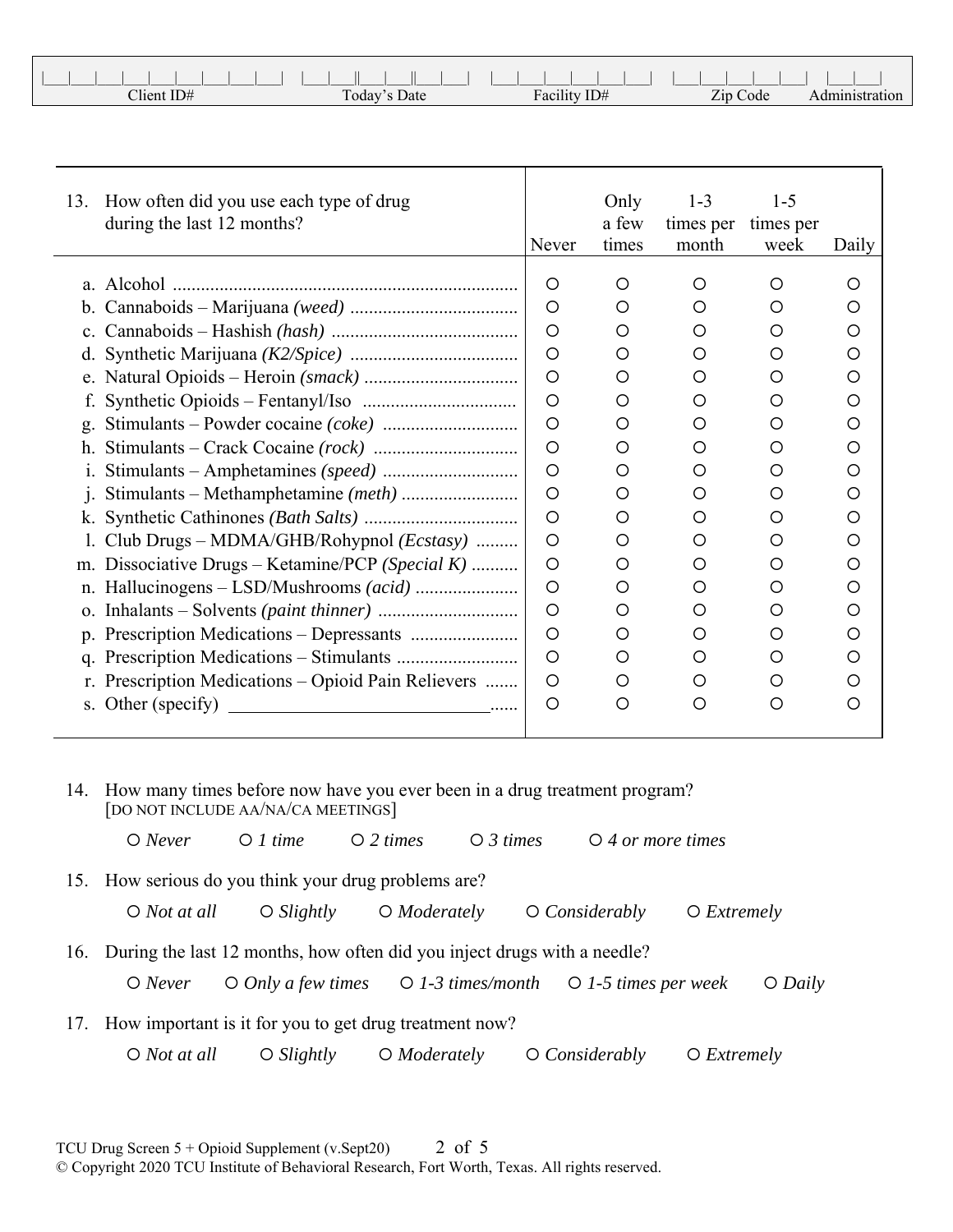| Client ID# | Today's Date | Facility ID# | Zip Code | Administration |
|---|---|---|---|---|
| \|\_\_\|\_\_\|\_\_\|\_\_\|\_\_\|\_\_\|\_\_\|\_\_\|\_\_\| | \|\_\_\|\_\_\|\|\_\_\|\_\_\|\|\_\_\|\_\_\| | \|\_\_\|\_\_\|\_\_\|\_\_\|\_\_\|\_\_\| | \|\_\_\|\_\_\|\_\_\|\_\_\|\_\_\| | \|\_\_\|\_\_\| |

| 13. How often did you use each type of drug during the last 12 months? | Never | Only a few times | 1-3 times per month | 1-5 times per week | Daily |
|---|---|---|---|---|---|
| a. Alcohol | ○ | ○ | ○ | ○ | ○ |
| b. Cannaboids – Marijuana *(weed)* | ○ | ○ | ○ | ○ | ○ |
| c. Cannaboids – Hashish *(hash)* | ○ | ○ | ○ | ○ | ○ |
| d. Synthetic Marijuana *(K2/Spice)* | ○ | ○ | ○ | ○ | ○ |
| e. Natural Opioids – Heroin *(smack)* | ○ | ○ | ○ | ○ | ○ |
| f. Synthetic Opioids – Fentanyl/Iso | ○ | ○ | ○ | ○ | ○ |
| g. Stimulants – Powder cocaine *(coke)* | ○ | ○ | ○ | ○ | ○ |
| h. Stimulants – Crack Cocaine *(rock)* | ○ | ○ | ○ | ○ | ○ |
| i. Stimulants – Amphetamines *(speed)* | ○ | ○ | ○ | ○ | ○ |
| j. Stimulants – Methamphetamine *(meth)* | ○ | ○ | ○ | ○ | ○ |
| k. Synthetic Cathinones *(Bath Salts)* | ○ | ○ | ○ | ○ | ○ |
| l. Club Drugs – MDMA/GHB/Rohypnol *(Ecstasy)* | ○ | ○ | ○ | ○ | ○ |
| m. Dissociative Drugs – Ketamine/PCP *(Special K)* | ○ | ○ | ○ | ○ | ○ |
| n. Hallucinogens – LSD/Mushrooms *(acid)* | ○ | ○ | ○ | ○ | ○ |
| o. Inhalants – Solvents *(paint thinner)* | ○ | ○ | ○ | ○ | ○ |
| p. Prescription Medications – Depressants | ○ | ○ | ○ | ○ | ○ |
| q. Prescription Medications – Stimulants | ○ | ○ | ○ | ○ | ○ |
| r. Prescription Medications – Opioid Pain Relievers | ○ | ○ | ○ | ○ | ○ |
| s. Other (specify) \_\_\_\_\_\_\_\_\_\_\_\_\_\_\_\_\_\_\_\_\_\_\_\_\_ | ○ | ○ | ○ | ○ | ○ |

14. How many times before now have you ever been in a drug treatment program?
[DO NOT INCLUDE AA/NA/CA MEETINGS]

○ *Never* ○ *1 time* ○ *2 times* ○ *3 times* ○ *4 or more times*

15. How serious do you think your drug problems are?

○ *Not at all* ○ *Slightly* ○ *Moderately* ○ *Considerably* ○ *Extremely*

16. During the last 12 months, how often did you inject drugs with a needle?

○ *Never* ○ *Only a few times* ○ *1-3 times/month* ○ *1-5 times per week* ○ *Daily*

17. How important is it for you to get drug treatment now?

○ *Not at all* ○ *Slightly* ○ *Moderately* ○ *Considerably* ○ *Extremely*

TCU Drug Screen 5 + Opioid Supplement (v.Sept20)

© Copyright 2020 TCU Institute of Behavioral Research, Fort Worth, Texas. All rights reserved.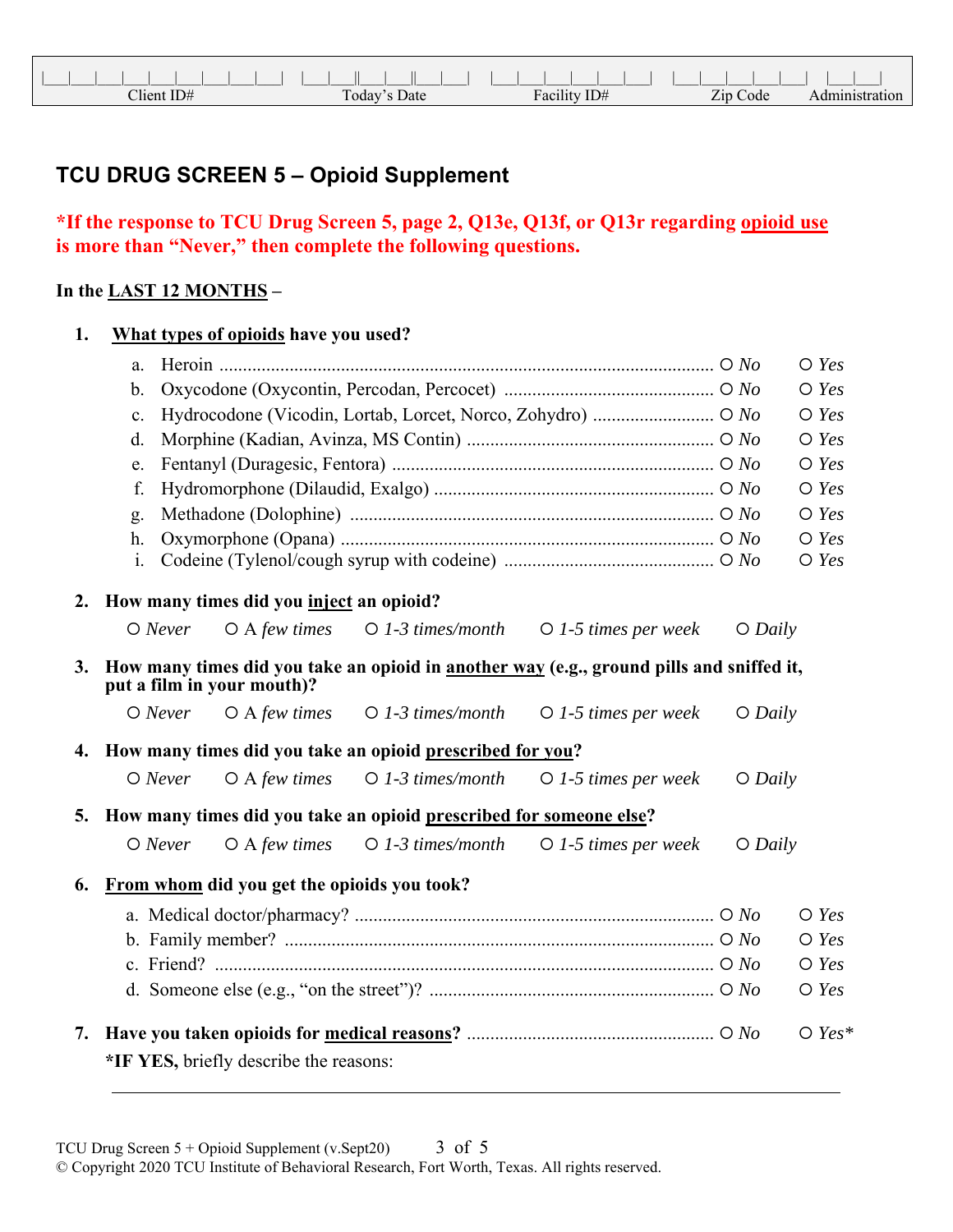| Client ID# | Today's Date | Facility ID# | Zip Code | Administration |
|---|---|---|---|---|
| | | | | |

## TCU DRUG SCREEN 5 – Opioid Supplement

**\*If the response to TCU Drug Screen 5, page 2, Q13e, Q13f, or Q13r regarding opioid use is more than "Never," then complete the following questions.**

**In the LAST 12 MONTHS –**

**1. What types of opioids have you used?**

| | | | |
|---|---|---|---|
| a. | Heroin | ○ *No* | ○ *Yes* |
| b. | Oxycodone (Oxycontin, Percodan, Percocet) | ○ *No* | ○ *Yes* |
| c. | Hydrocodone (Vicodin, Lortab, Lorcet, Norco, Zohydro) | ○ *No* | ○ *Yes* |
| d. | Morphine (Kadian, Avinza, MS Contin) | ○ *No* | ○ *Yes* |
| e. | Fentanyl (Duragesic, Fentora) | ○ *No* | ○ *Yes* |
| f. | Hydromorphone (Dilaudid, Exalgo) | ○ *No* | ○ *Yes* |
| g. | Methadone (Dolophine) | ○ *No* | ○ *Yes* |
| h. | Oxymorphone (Opana) | ○ *No* | ○ *Yes* |
| i. | Codeine (Tylenol/cough syrup with codeine) | ○ *No* | ○ *Yes* |

**2. How many times did you inject an opioid?**

○ *Never* ○ *A few times* ○ *1-3 times/month* ○ *1-5 times per week* ○ *Daily*

**3. How many times did you take an opioid in another way (e.g., ground pills and sniffed it, put a film in your mouth)?**

○ *Never* ○ *A few times* ○ *1-3 times/month* ○ *1-5 times per week* ○ *Daily*

**4. How many times did you take an opioid prescribed for you?**

○ *Never* ○ *A few times* ○ *1-3 times/month* ○ *1-5 times per week* ○ *Daily*

**5. How many times did you take an opioid prescribed for someone else?**

○ *Never* ○ *A few times* ○ *1-3 times/month* ○ *1-5 times per week* ○ *Daily*

**6. From whom did you get the opioids you took?**

| | | | |
|---|---|---|---|
| a. | Medical doctor/pharmacy? | ○ *No* | ○ *Yes* |
| b. | Family member? | ○ *No* | ○ *Yes* |
| c. | Friend? | ○ *No* | ○ *Yes* |
| d. | Someone else (e.g., "on the street")? | ○ *No* | ○ *Yes* |

**7. Have you taken opioids for medical reasons?** ○ *No* ○ *Yes\**

**\*IF YES,** briefly describe the reasons:

\_\_\_\_\_\_\_\_\_\_\_\_\_\_\_\_\_\_\_\_\_\_\_\_\_\_\_\_\_\_\_\_\_\_\_\_\_\_\_\_\_\_\_\_\_\_\_\_\_\_\_\_\_\_\_\_\_\_

TCU Drug Screen 5 + Opioid Supplement (v.Sept20)
© Copyright 2020 TCU Institute of Behavioral Research, Fort Worth, Texas. All rights reserved.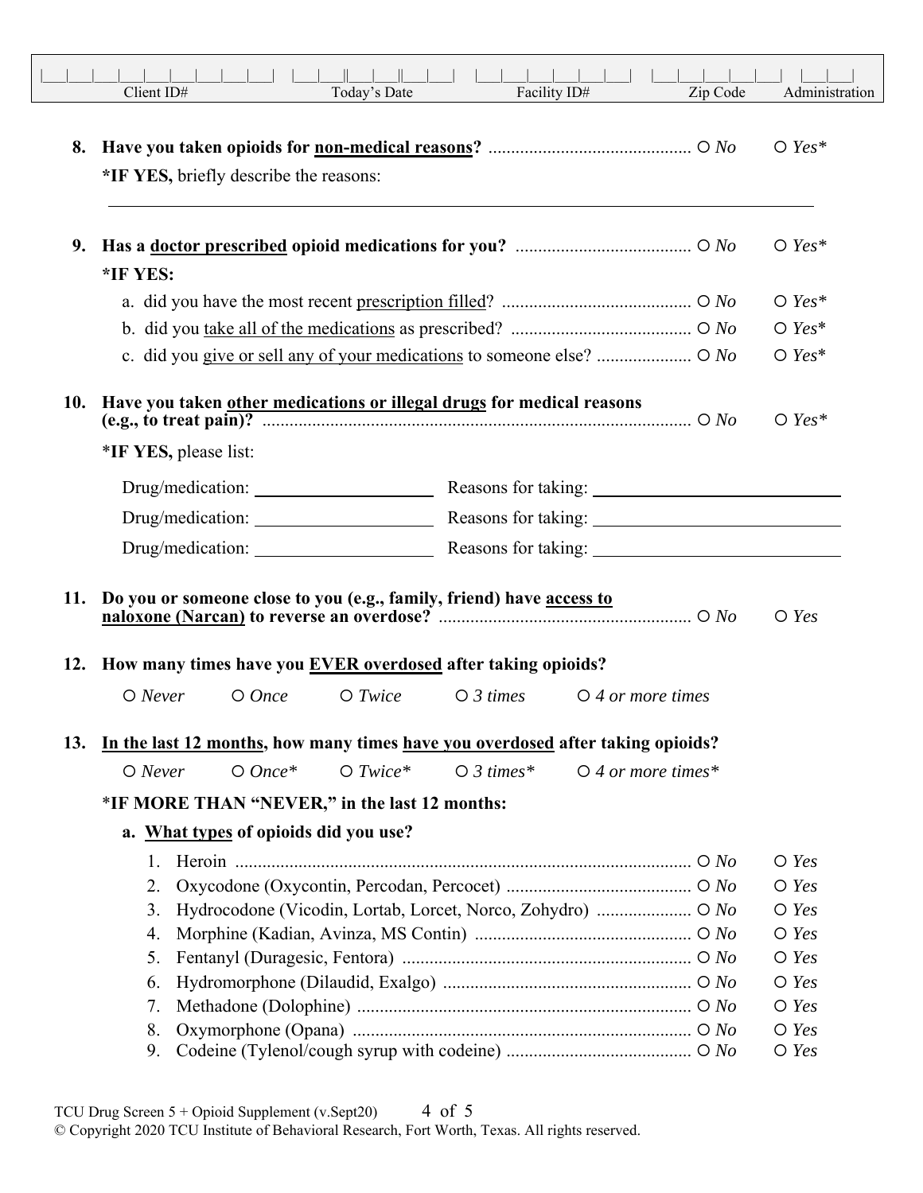| Client ID# | Today's Date | Facility ID# | Zip Code | Administration |
| --- | --- | --- | --- | --- |
| \|\_\_\|\_\_\|\_\_\|\_\_\|\_\_\|\_\_\|\_\_\|\_\_\|\_\_\| | \|\_\_\|\_\_\|\|\_\_\|\_\_\|\|\_\_\|\_\_\| | \|\_\_\|\_\_\|\_\_\|\_\_\|\_\_\|\_\_\| | \|\_\_\|\_\_\|\_\_\|\_\_\|\_\_\| | \|\_\_\|\_\_\| |

**8. Have you taken opioids for <u>non-medical reasons</u>?** ............................................. ○ *No* ○ *Yes**

**\*IF YES,** briefly describe the reasons:

______________________________________________________________________________

**9. Has a <u>doctor prescribed</u> opioid medications for you?** ....................................... ○ *No* ○ *Yes**

**\*IF YES:**

a. did you have the most recent <u>prescription filled</u>? .......................................... ○ *No* ○ *Yes**

b. did you <u>take all of the medications</u> as prescribed? ........................................ ○ *No* ○ *Yes**

c. did you <u>give or sell any of your medications</u> to someone else? ..................... ○ *No* ○ *Yes**

**10. Have you taken <u>other medications or illegal drugs</u> for medical reasons (e.g., to treat pain)?** ............................................................................................ ○ *No* ○ *Yes**

\***IF YES,** please list:

Drug/medication: ____________________ Reasons for taking: ____________________________

Drug/medication: ____________________ Reasons for taking: ____________________________

Drug/medication: ____________________ Reasons for taking: ____________________________

**11. Do you or someone close to you (e.g., family, friend) have <u>access to naloxone (Narcan)</u> to reverse an overdose?** ....................................................... ○ *No* ○ *Yes*

**12. How many times have you <u>EVER overdosed</u> after taking opioids?**

○ *Never* ○ *Once* ○ *Twice* ○ *3 times* ○ *4 or more times*

**13. <u>In the last 12 months</u>, how many times <u>have you overdosed</u> after taking opioids?**

○ *Never* ○ *Once** ○ *Twice** ○ *3 times** ○ *4 or more times**

\***IF MORE THAN "NEVER,"** **in the last 12 months:**

**a. <u>What types</u> of opioids did you use?**

1. Heroin ..................................................................................................... ○ *No* ○ *Yes*
2. Oxycodone (Oxycontin, Percodan, Percocet) ......................................... ○ *No* ○ *Yes*
3. Hydrocodone (Vicodin, Lortab, Lorcet, Norco, Zohydro) ..................... ○ *No* ○ *Yes*
4. Morphine (Kadian, Avinza, MS Contin) ................................................ ○ *No* ○ *Yes*
5. Fentanyl (Duragesic, Fentora) ................................................................ ○ *No* ○ *Yes*
6. Hydromorphone (Dilaudid, Exalgo) ....................................................... ○ *No* ○ *Yes*
7. Methadone (Dolophine) .......................................................................... ○ *No* ○ *Yes*
8. Oxymorphone (Opana) ........................................................................... ○ *No* ○ *Yes*
9. Codeine (Tylenol/cough syrup with codeine) ......................................... ○ *No* ○ *Yes*

TCU Drug Screen 5 + Opioid Supplement (v.Sept20)

© Copyright 2020 TCU Institute of Behavioral Research, Fort Worth, Texas. All rights reserved.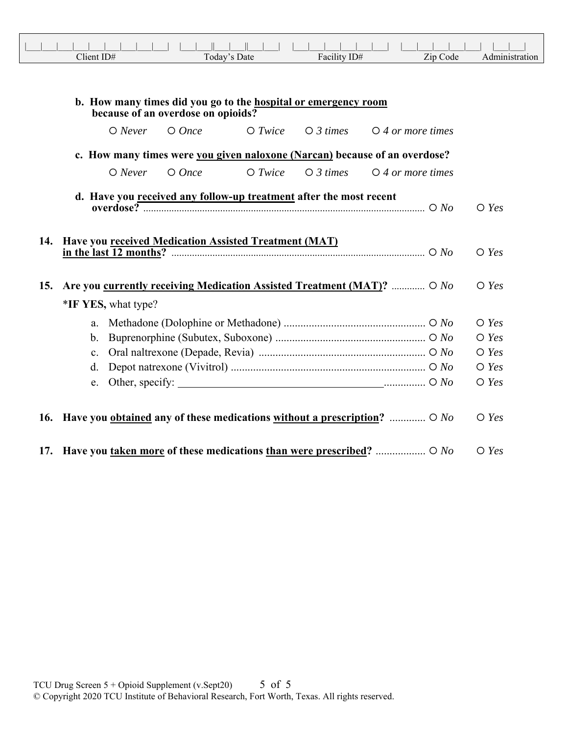| | | | | |
|---|---|---|---|---|
| Client ID# | Today's Date | Facility ID# | Zip Code | Administration |

**b. How many times did you go to the <u>hospital or emergency room</u> because of an overdose on opioids?**

○ *Never* ○ *Once* ○ *Twice* ○ *3 times* ○ *4 or more times*

**c. How many times were <u>you given naloxone (Narcan)</u> because of an overdose?**

○ *Never* ○ *Once* ○ *Twice* ○ *3 times* ○ *4 or more times*

**d. Have you <u>received any follow-up treatment</u> after the most recent overdose?** ............ ○ *No* ○ *Yes*

**14. Have you <u>received Medication Assisted Treatment (MAT)</u> <u>in the last 12 months</u>?** ............ ○ *No* ○ *Yes*

**15. Are you <u>currently receiving Medication Assisted Treatment (MAT)</u>?** ............ ○ *No* ○ *Yes*

\***IF YES,** what type?

a. Methadone (Dolophine or Methadone) ............ ○ *No* ○ *Yes*
b. Buprenorphine (Subutex, Suboxone) ............ ○ *No* ○ *Yes*
c. Oral naltrexone (Depade, Revia) ............ ○ *No* ○ *Yes*
d. Depot natrexone (Vivitrol) ............ ○ *No* ○ *Yes*
e. Other, specify: ______________________ ............ ○ *No* ○ *Yes*

**16. Have you <u>obtained</u> any of these medications <u>without a prescription</u>?** ............ ○ *No* ○ *Yes*

**17. Have you <u>taken more</u> of these medications <u>than were prescribed</u>?** ............ ○ *No* ○ *Yes*

TCU Drug Screen 5 + Opioid Supplement (v.Sept20)
© Copyright 2020 TCU Institute of Behavioral Research, Fort Worth, Texas. All rights reserved.